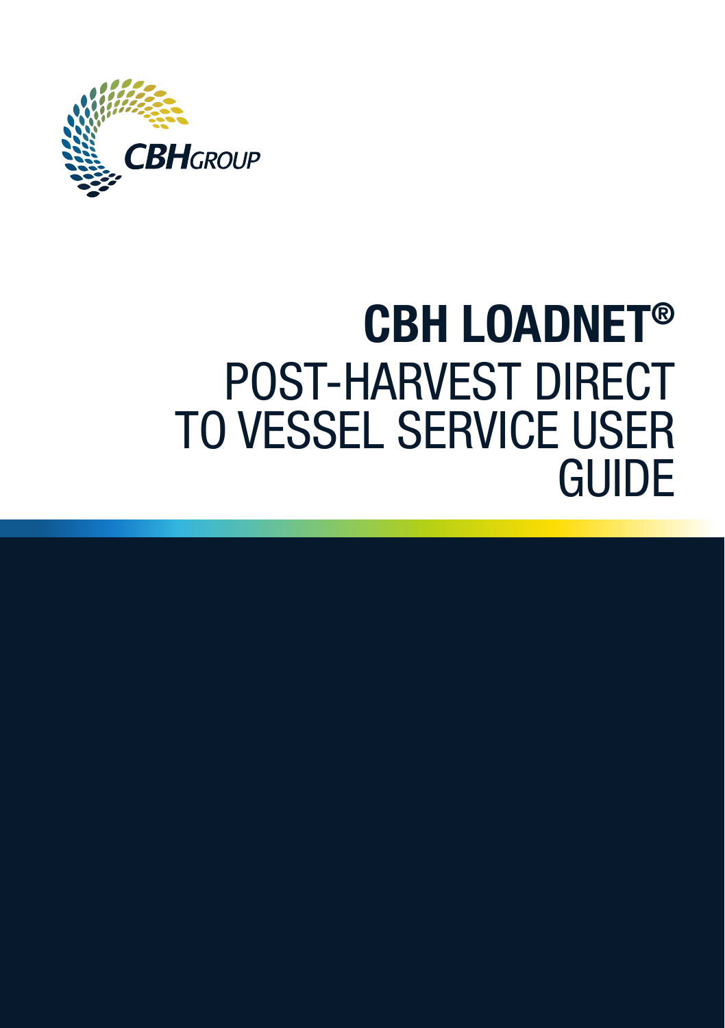CBHGROUP

# CBH LOADNET®

## POST-HARVEST DIRECT TO VESSEL SERVICE USER GUIDE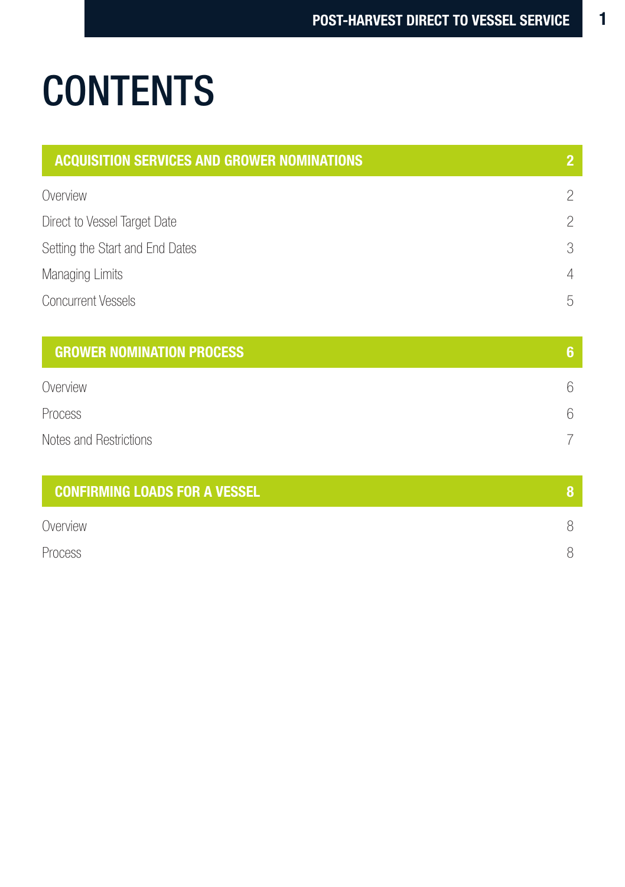# CONTENTS

| ACQUISITION SERVICES AND GROWER NOMINATIONS | 2 |
|---|---|
| Overview | 2 |
| Direct to Vessel Target Date | 2 |
| Setting the Start and End Dates | 3 |
| Managing Limits | 4 |
| Concurrent Vessels | 5 |

| GROWER NOMINATION PROCESS | 6 |
|---|---|
| Overview | 6 |
| Process | 6 |
| Notes and Restrictions | 7 |

| CONFIRMING LOADS FOR A VESSEL | 8 |
|---|---|
| Overview | 8 |
| Process | 8 |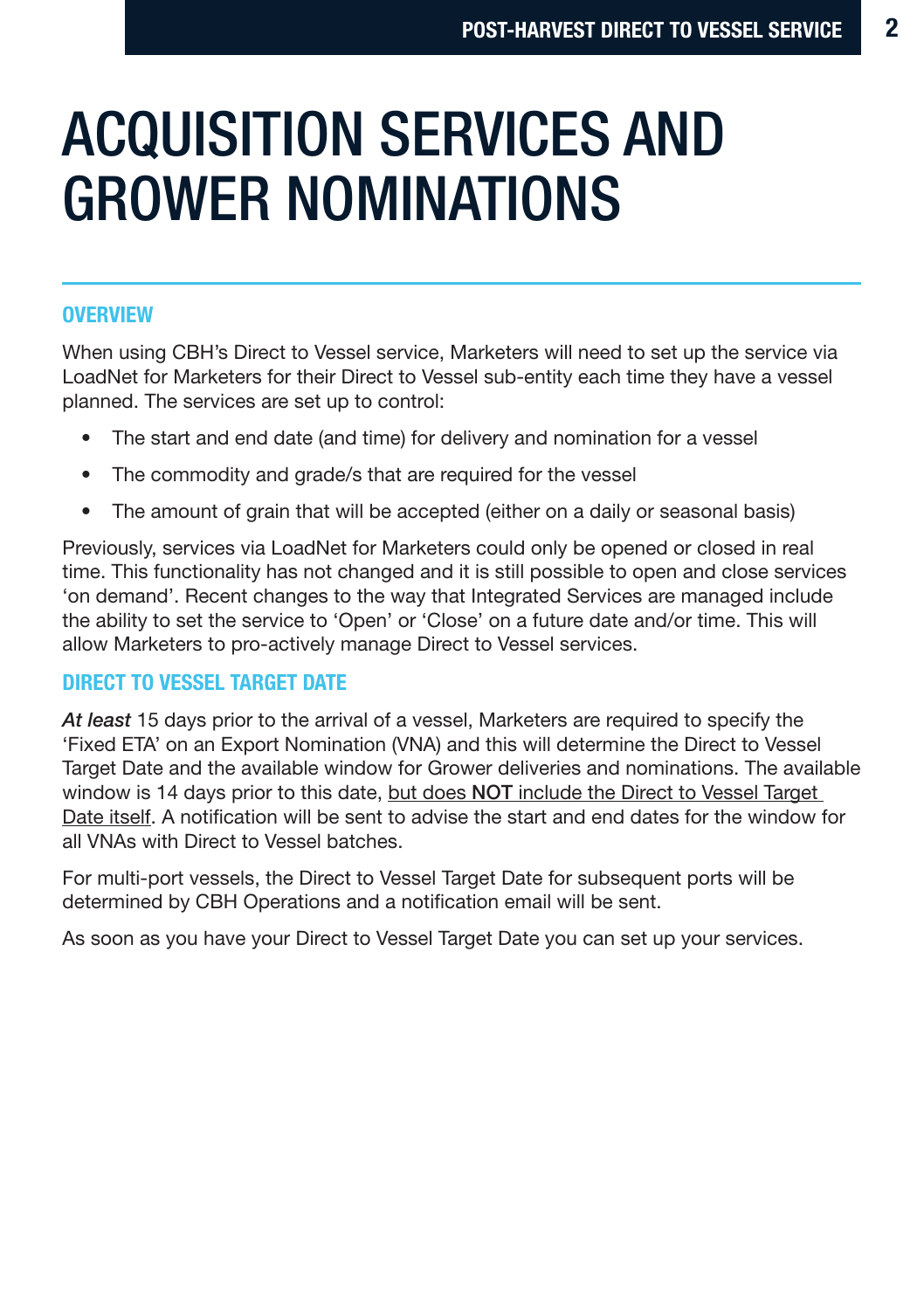# ACQUISITION SERVICES AND GROWER NOMINATIONS

## OVERVIEW

When using CBH's Direct to Vessel service, Marketers will need to set up the service via LoadNet for Marketers for their Direct to Vessel sub-entity each time they have a vessel planned. The services are set up to control:

- The start and end date (and time) for delivery and nomination for a vessel
- The commodity and grade/s that are required for the vessel
- The amount of grain that will be accepted (either on a daily or seasonal basis)

Previously, services via LoadNet for Marketers could only be opened or closed in real time. This functionality has not changed and it is still possible to open and close services 'on demand'. Recent changes to the way that Integrated Services are managed include the ability to set the service to 'Open' or 'Close' on a future date and/or time. This will allow Marketers to pro-actively manage Direct to Vessel services.

## DIRECT TO VESSEL TARGET DATE

***At least*** 15 days prior to the arrival of a vessel, Marketers are required to specify the 'Fixed ETA' on an Export Nomination (VNA) and this will determine the Direct to Vessel Target Date and the available window for Grower deliveries and nominations. The available window is 14 days prior to this date, <u>but does **NOT** include the Direct to Vessel Target Date itself</u>. A notification will be sent to advise the start and end dates for the window for all VNAs with Direct to Vessel batches.

For multi-port vessels, the Direct to Vessel Target Date for subsequent ports will be determined by CBH Operations and a notification email will be sent.

As soon as you have your Direct to Vessel Target Date you can set up your services.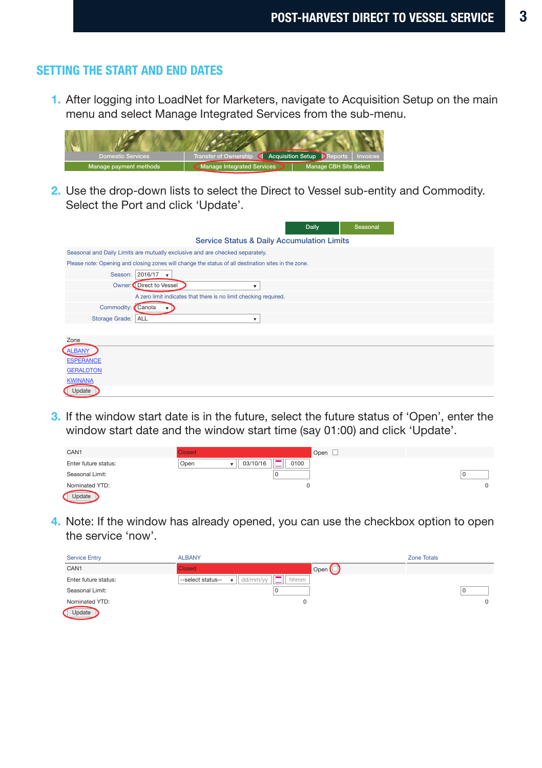## SETTING THE START AND END DATES

1. After logging into LoadNet for Marketers, navigate to Acquisition Setup on the main menu and select Manage Integrated Services from the sub-menu.

| Domestic Services | Transfer of Ownership | Acquisition Setup | Reports | Invoices |
|---|---|---|---|---|
| Manage payment methods | Manage Integrated Services | Manage CBH Site Select | | |

2. Use the drop-down lists to select the Direct to Vessel sub-entity and Commodity. Select the Port and click 'Update'.

Daily | Seasonal

**Service Status & Daily Accumulation Limits**

Seasonal and Daily Limits are mutually exclusive and are checked separately.

Please note: Opening and closing zones will change the status of all destination sites in the zone.

| | |
|---|---|
| Season: | 2016/17 |
| Owner: | Direct to Vessel |
| | A zero limit indicates that there is no limit checking required. |
| Commodity: | Canola |
| Storage Grade: | ALL |

Zone

- ALBANY
- ESPERANCE
- GERALDTON
- KWINANA

Update

3. If the window start date is in the future, select the future status of 'Open', enter the window start date and the window start time (say 01:00) and click 'Update'.

| | | | |
|---|---|---|---|
| CAN1 | Closed | Open ☐ | |
| Enter future status: | Open 03/10/16 0100 | | |
| Seasonal Limit: | 0 | | 0 |
| Nominated YTD: | 0 | | 0 |

Update

4. Note: If the window has already opened, you can use the checkbox option to open the service 'now'.

| Service Entry | ALBANY | | Zone Totals |
|---|---|---|---|
| CAN1 | Closed | Open ☐ | |
| Enter future status: | --select status-- dd/mm/yy hhmm | | |
| Seasonal Limit: | 0 | | 0 |
| Nominated YTD: | 0 | | 0 |

Update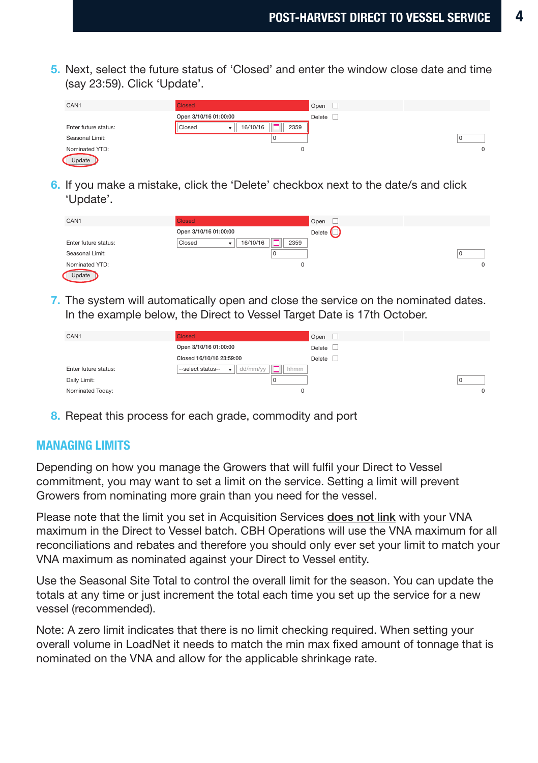5. Next, select the future status of 'Closed' and enter the window close date and time (say 23:59). Click 'Update'.

| CAN1 | Closed | Open ☐ | |
|---|---|---|---|
| | Open 3/10/16 01:00:00 | Delete ☐ | |
| Enter future status: | Closed ▾ 16/10/16 2359 | | |
| Seasonal Limit: | 0 | | 0 |
| Nominated YTD: | 0 | | 0 |
| Update | | | |

6. If you make a mistake, click the 'Delete' checkbox next to the date/s and click 'Update'.

| CAN1 | Closed | Open ☐ | |
|---|---|---|---|
| | Open 3/10/16 01:00:00 | Delete ☐ | |
| Enter future status: | Closed ▾ 16/10/16 2359 | | |
| Seasonal Limit: | 0 | | 0 |
| Nominated YTD: | 0 | | 0 |
| Update | | | |

7. The system will automatically open and close the service on the nominated dates. In the example below, the Direct to Vessel Target Date is 17th October.

| CAN1 | Closed | Open ☐ | |
|---|---|---|---|
| | Open 3/10/16 01:00:00 | Delete ☐ | |
| | Closed 16/10/16 23:59:00 | Delete ☐ | |
| Enter future status: | --select status-- ▾ dd/mm/yy hhmm | | |
| Daily Limit: | 0 | | 0 |
| Nominated Today: | 0 | | 0 |

8. Repeat this process for each grade, commodity and port

## MANAGING LIMITS

Depending on how you manage the Growers that will fulfil your Direct to Vessel commitment, you may want to set a limit on the service. Setting a limit will prevent Growers from nominating more grain than you need for the vessel.

Please note that the limit you set in Acquisition Services **does not link** with your VNA maximum in the Direct to Vessel batch. CBH Operations will use the VNA maximum for all reconciliations and rebates and therefore you should only ever set your limit to match your VNA maximum as nominated against your Direct to Vessel entity.

Use the Seasonal Site Total to control the overall limit for the season. You can update the totals at any time or just increment the total each time you set up the service for a new vessel (recommended).

Note: A zero limit indicates that there is no limit checking required. When setting your overall volume in LoadNet it needs to match the min max fixed amount of tonnage that is nominated on the VNA and allow for the applicable shrinkage rate.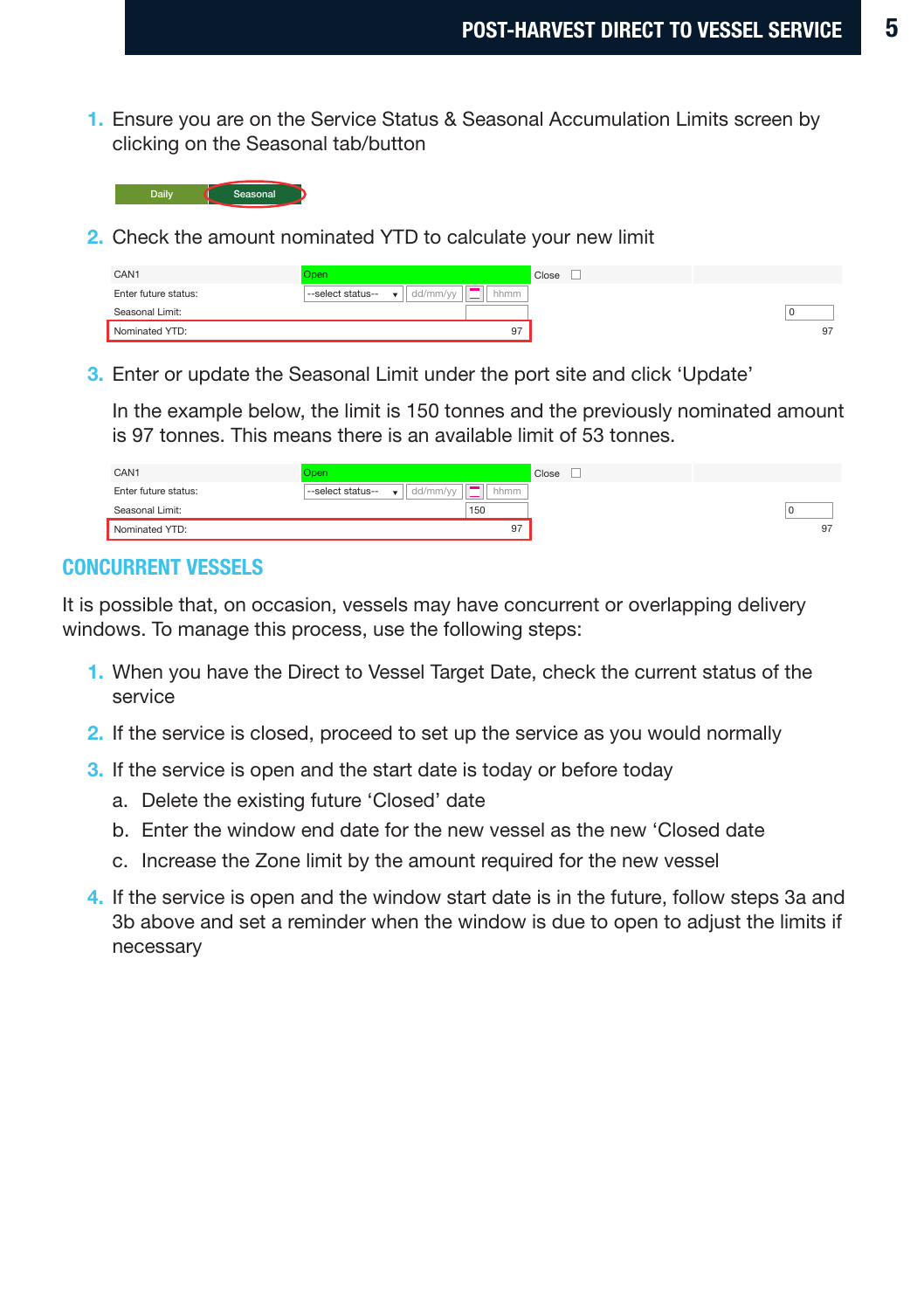1. Ensure you are on the Service Status & Seasonal Accumulation Limits screen by clicking on the Seasonal tab/button

| Daily | Seasonal |
|---|---|

2. Check the amount nominated YTD to calculate your new limit

| CAN1 | Open | Close ☐ | |
|---|---|---|---|
| Enter future status: | --select status-- dd/mm/yy hhmm | | |
| Seasonal Limit: | | | 0 |
| Nominated YTD: | 97 | | 97 |

3. Enter or update the Seasonal Limit under the port site and click 'Update'

   In the example below, the limit is 150 tonnes and the previously nominated amount is 97 tonnes. This means there is an available limit of 53 tonnes.

| CAN1 | Open | Close ☐ | |
|---|---|---|---|
| Enter future status: | --select status-- dd/mm/yy hhmm | | |
| Seasonal Limit: | 150 | | 0 |
| Nominated YTD: | 97 | | 97 |

## CONCURRENT VESSELS

It is possible that, on occasion, vessels may have concurrent or overlapping delivery windows. To manage this process, use the following steps:

1. When you have the Direct to Vessel Target Date, check the current status of the service
2. If the service is closed, proceed to set up the service as you would normally
3. If the service is open and the start date is today or before today
   a. Delete the existing future 'Closed' date
   b. Enter the window end date for the new vessel as the new 'Closed date
   c. Increase the Zone limit by the amount required for the new vessel
4. If the service is open and the window start date is in the future, follow steps 3a and 3b above and set a reminder when the window is due to open to adjust the limits if necessary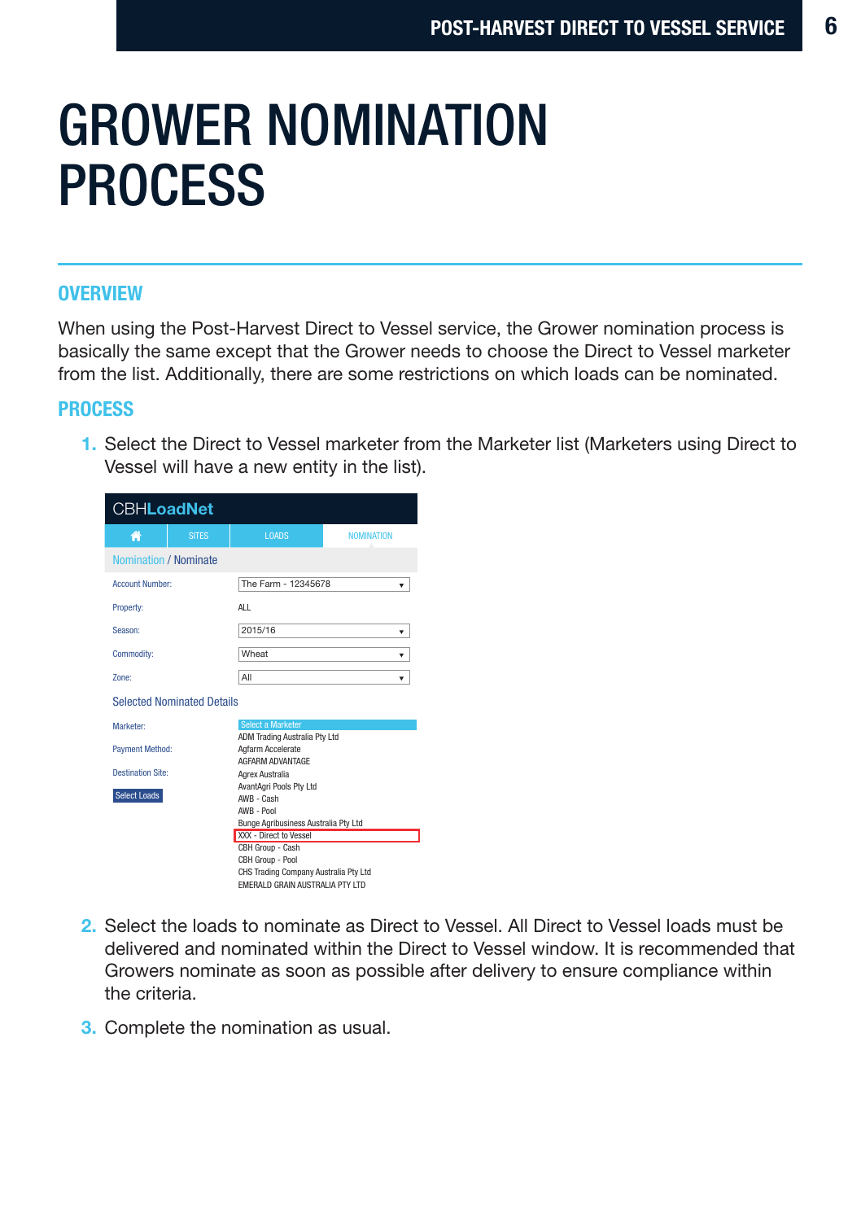# GROWER NOMINATION PROCESS

## OVERVIEW

When using the Post-Harvest Direct to Vessel service, the Grower nomination process is basically the same except that the Grower needs to choose the Direct to Vessel marketer from the list. Additionally, there are some restrictions on which loads can be nominated.

## PROCESS

1. Select the Direct to Vessel marketer from the Marketer list (Marketers using Direct to Vessel will have a new entity in the list).

CBHLoadNet

SITES | LOADS | NOMINATION

Nomination / Nominate

| | |
|---|---|
| Account Number: | The Farm - 12345678 |
| Property: | ALL |
| Season: | 2015/16 |
| Commodity: | Wheat |
| Zone: | All |

Selected Nominated Details

| | |
|---|---|
| Marketer: | Select a Marketer |
| Payment Method: | |
| Destination Site: | |
| Select Loads | |

- ADM Trading Australia Pty Ltd
- Agfarm Accelerate
- AGFARM ADVANTAGE
- Agrex Australia
- AvantAgri Pools Pty Ltd
- AWB - Cash
- AWB - Pool
- Bunge Agribusiness Australia Pty Ltd
- XXX - Direct to Vessel
- CBH Group - Cash
- CBH Group - Pool
- CHS Trading Company Australia Pty Ltd
- EMERALD GRAIN AUSTRALIA PTY LTD

2. Select the loads to nominate as Direct to Vessel. All Direct to Vessel loads must be delivered and nominated within the Direct to Vessel window. It is recommended that Growers nominate as soon as possible after delivery to ensure compliance within the criteria.

3. Complete the nomination as usual.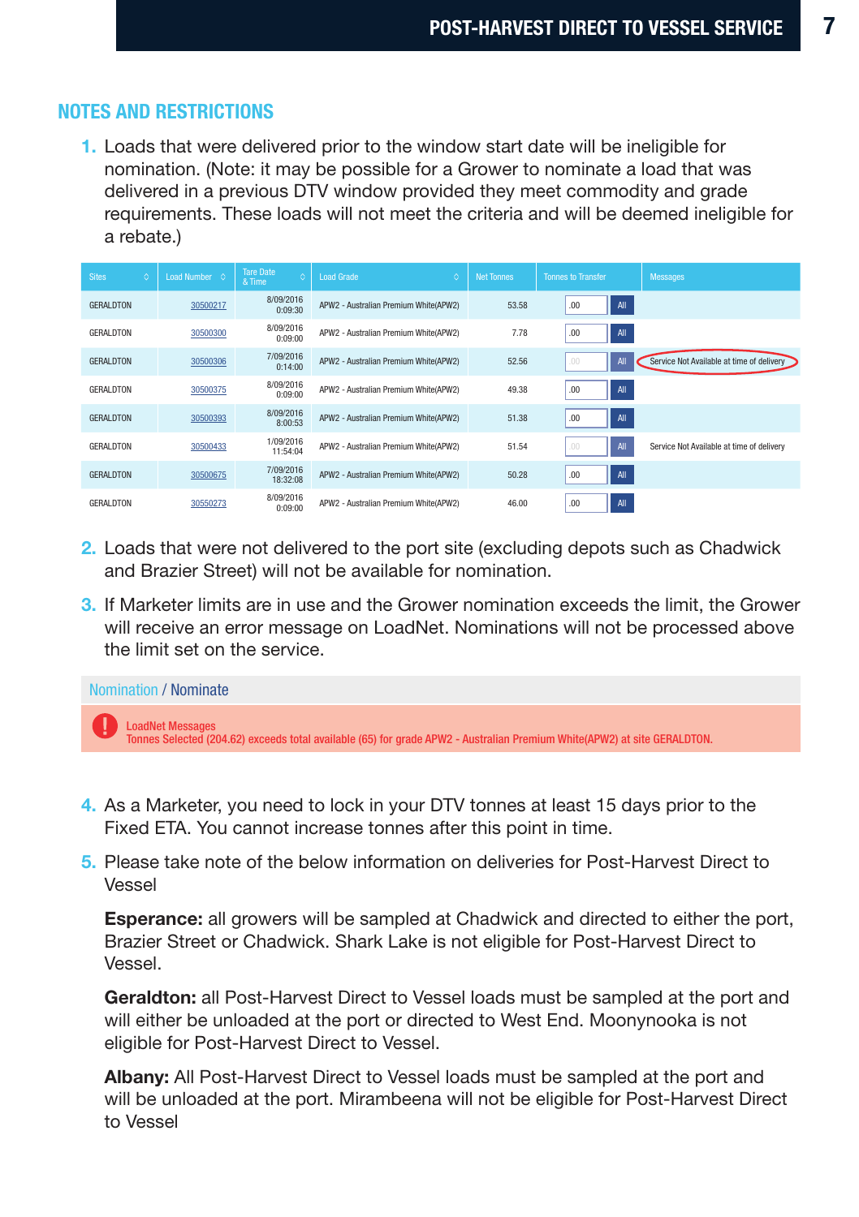## NOTES AND RESTRICTIONS

1. Loads that were delivered prior to the window start date will be ineligible for nomination. (Note: it may be possible for a Grower to nominate a load that was delivered in a previous DTV window provided they meet commodity and grade requirements. These loads will not meet the criteria and will be deemed ineligible for a rebate.)

| Sites | Load Number | Tare Date & Time | Load Grade | Net Tonnes | Tonnes to Transfer | Messages |
|---|---|---|---|---|---|---|
| GERALDTON | 30500217 | 8/09/2016 0:09:30 | APW2 - Australian Premium White(APW2) | 53.58 | .00 All | |
| GERALDTON | 30500300 | 8/09/2016 0:09:00 | APW2 - Australian Premium White(APW2) | 7.78 | .00 All | |
| GERALDTON | 30500306 | 7/09/2016 0:14:00 | APW2 - Australian Premium White(APW2) | 52.56 | .00 All | Service Not Available at time of delivery |
| GERALDTON | 30500375 | 8/09/2016 0:09:00 | APW2 - Australian Premium White(APW2) | 49.38 | .00 All | |
| GERALDTON | 30500393 | 8/09/2016 8:00:53 | APW2 - Australian Premium White(APW2) | 51.38 | .00 All | |
| GERALDTON | 30500433 | 1/09/2016 11:54:04 | APW2 - Australian Premium White(APW2) | 51.54 | .00 All | Service Not Available at time of delivery |
| GERALDTON | 30500675 | 7/09/2016 18:32:08 | APW2 - Australian Premium White(APW2) | 50.28 | .00 All | |
| GERALDTON | 30550273 | 8/09/2016 0:09:00 | APW2 - Australian Premium White(APW2) | 46.00 | .00 All | |

2. Loads that were not delivered to the port site (excluding depots such as Chadwick and Brazier Street) will not be available for nomination.

3. If Marketer limits are in use and the Grower nomination exceeds the limit, the Grower will receive an error message on LoadNet. Nominations will not be processed above the limit set on the service.

Nomination / Nominate

**LoadNet Messages**
Tonnes Selected (204.62) exceeds total available (65) for grade APW2 - Australian Premium White(APW2) at site GERALDTON.

4. As a Marketer, you need to lock in your DTV tonnes at least 15 days prior to the Fixed ETA. You cannot increase tonnes after this point in time.

5. Please take note of the below information on deliveries for Post-Harvest Direct to Vessel

   **Esperance:** all growers will be sampled at Chadwick and directed to either the port, Brazier Street or Chadwick. Shark Lake is not eligible for Post-Harvest Direct to Vessel.

   **Geraldton:** all Post-Harvest Direct to Vessel loads must be sampled at the port and will either be unloaded at the port or directed to West End. Moonynooka is not eligible for Post-Harvest Direct to Vessel.

   **Albany:** All Post-Harvest Direct to Vessel loads must be sampled at the port and will be unloaded at the port. Mirambeena will not be eligible for Post-Harvest Direct to Vessel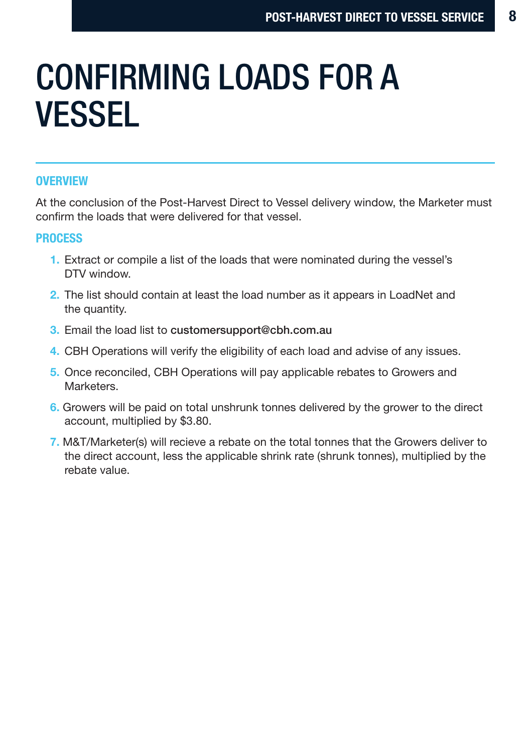# CONFIRMING LOADS FOR A VESSEL

## OVERVIEW

At the conclusion of the Post-Harvest Direct to Vessel delivery window, the Marketer must confirm the loads that were delivered for that vessel.

## PROCESS

1. Extract or compile a list of the loads that were nominated during the vessel's DTV window.
2. The list should contain at least the load number as it appears in LoadNet and the quantity.
3. Email the load list to customersupport@cbh.com.au
4. CBH Operations will verify the eligibility of each load and advise of any issues.
5. Once reconciled, CBH Operations will pay applicable rebates to Growers and Marketers.
6. Growers will be paid on total unshrunk tonnes delivered by the grower to the direct account, multiplied by $3.80.
7. M&T/Marketer(s) will recieve a rebate on the total tonnes that the Growers deliver to the direct account, less the applicable shrink rate (shrunk tonnes), multiplied by the rebate value.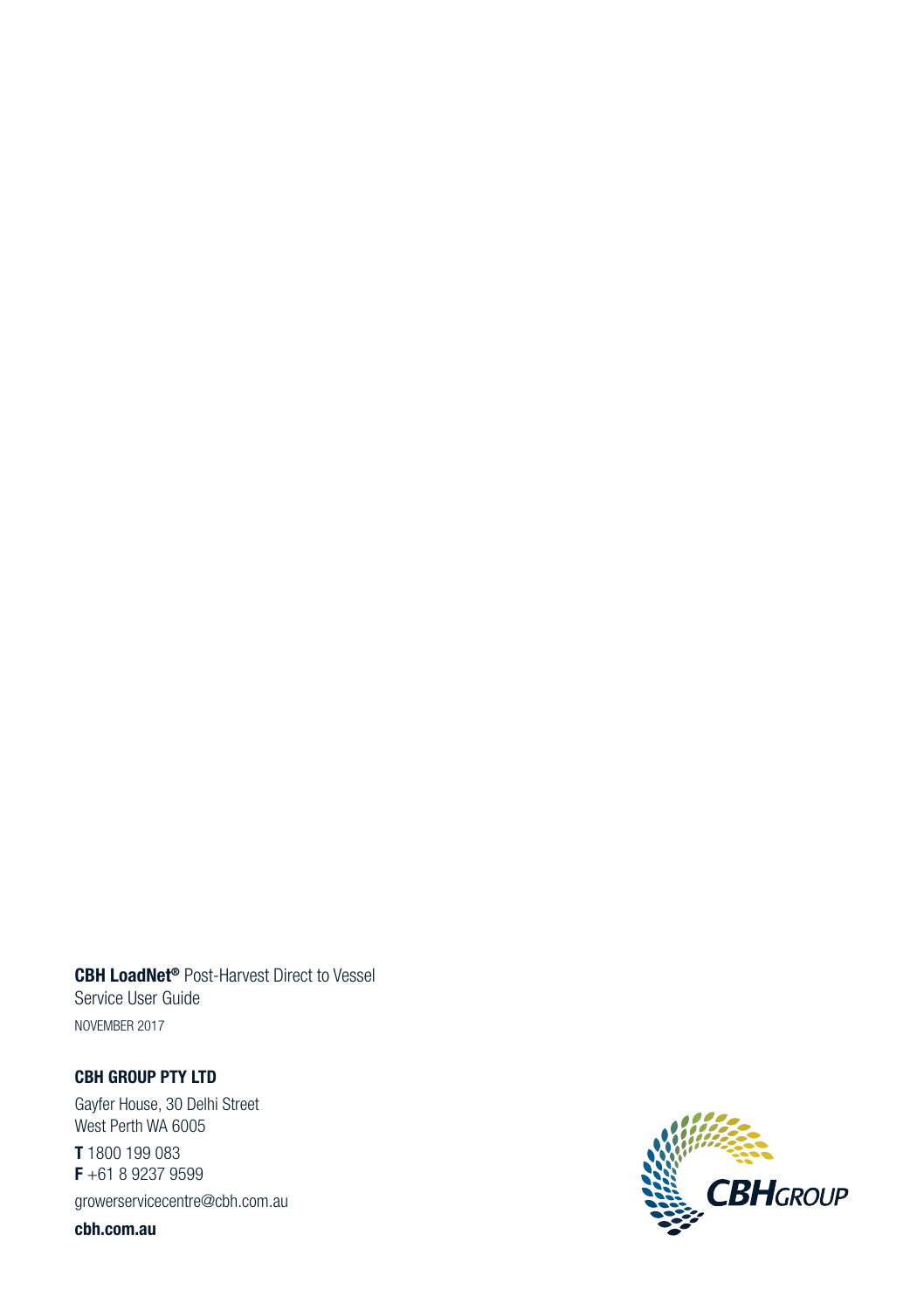**CBH LoadNet®** Post-Harvest Direct to Vessel
Service User Guide
NOVEMBER 2017

**CBH GROUP PTY LTD**

Gayfer House, 30 Delhi Street
West Perth WA 6005

**T** 1800 199 083
**F** +61 8 9237 9599

growerservicecentre@cbh.com.au

**cbh.com.au**

CBHGROUP